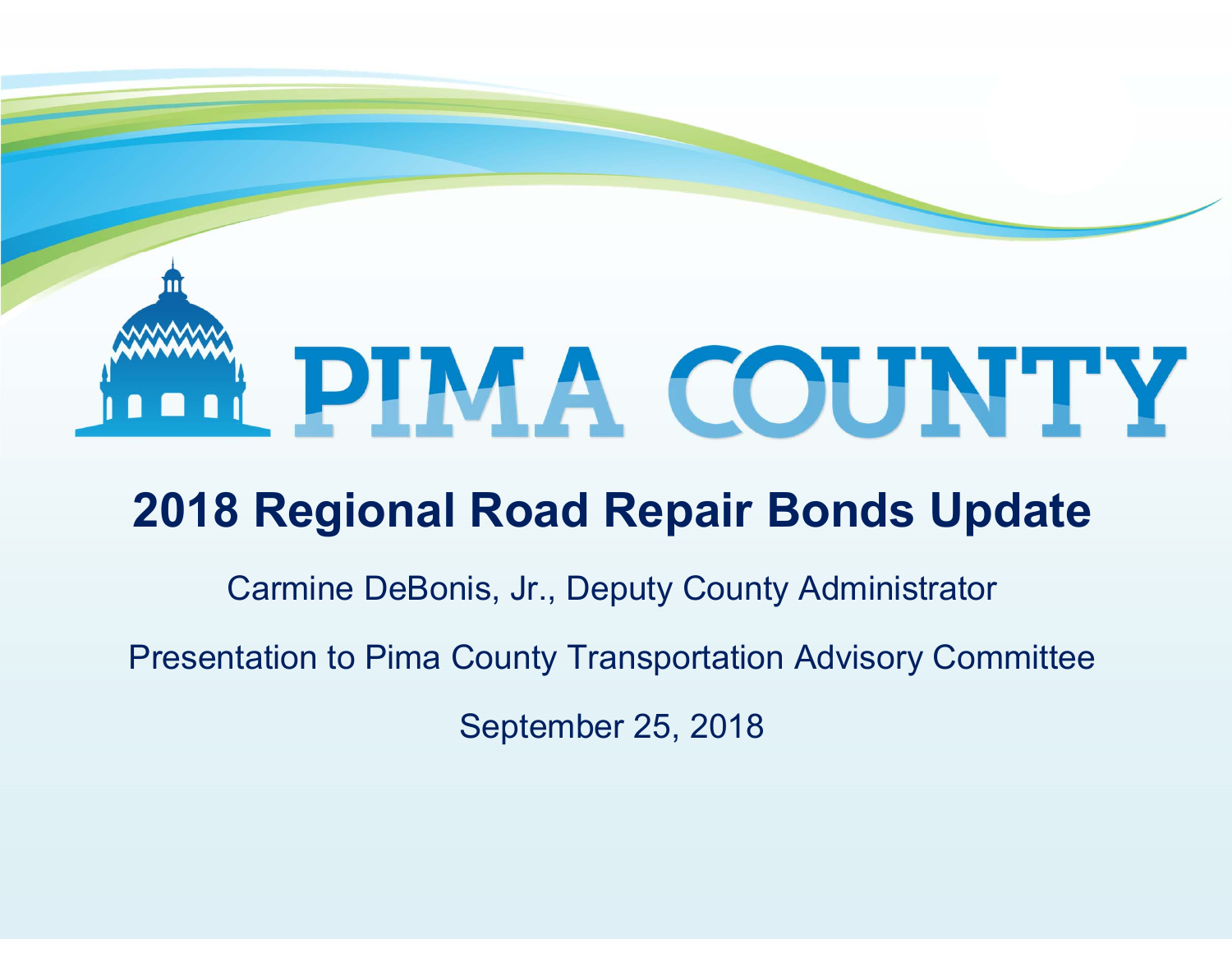# PIMA COUNTY

## 2018 Regional Road Repair Bonds Update

Carmine DeBonis, Jr., Deputy County Administrator

Presentation to Pima County Transportation Advisory Committee

September 25, 2018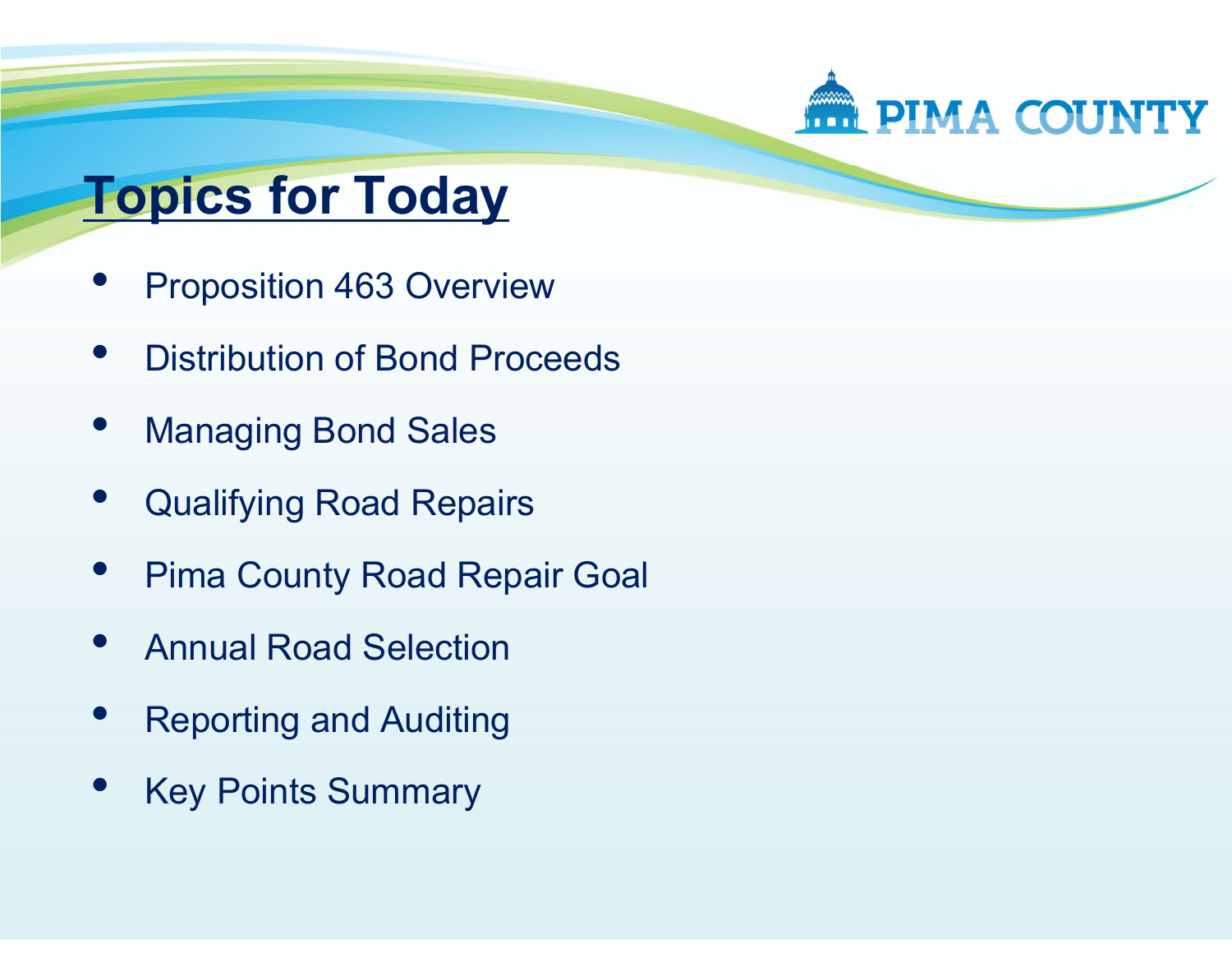# Topics for Today

- Proposition 463 Overview
- Distribution of Bond Proceeds
- Managing Bond Sales
- Qualifying Road Repairs
- Pima County Road Repair Goal
- Annual Road Selection
- Reporting and Auditing
- Key Points Summary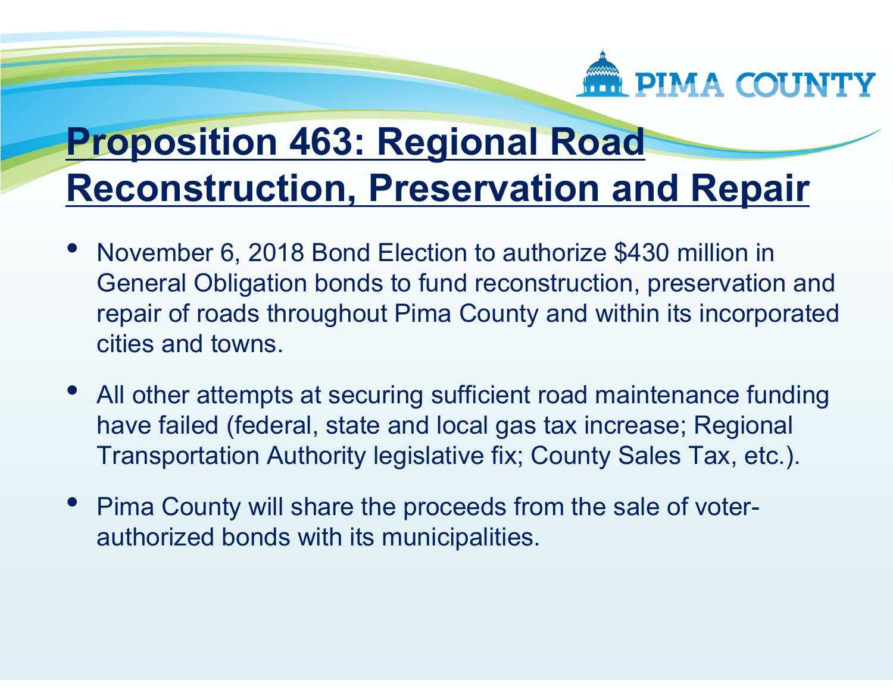# Proposition 463: Regional Road Reconstruction, Preservation and Repair

- November 6, 2018 Bond Election to authorize $430 million in General Obligation bonds to fund reconstruction, preservation and repair of roads throughout Pima County and within its incorporated cities and towns.
- All other attempts at securing sufficient road maintenance funding have failed (federal, state and local gas tax increase; Regional Transportation Authority legislative fix; County Sales Tax, etc.).
- Pima County will share the proceeds from the sale of voter-authorized bonds with its municipalities.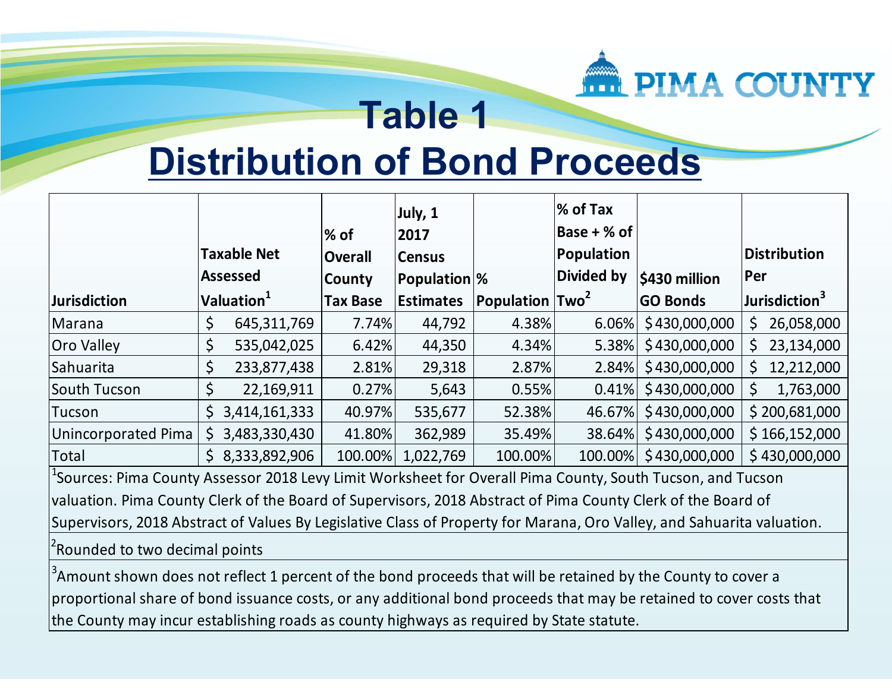# Table 1

## Distribution of Bond Proceeds

| Jurisdiction | Taxable Net Assessed Valuation[1] | % of Overall County Tax Base | July, 1 2017 Census Population Estimates | % Population | % of Tax Base + % of Population Divided by Two[2] | $430 million GO Bonds | Distribution Per Jurisdiction[3] |
|---|---|---|---|---|---|---|---|
| Marana | $ 645,311,769 | 7.74% | 44,792 | 4.38% | 6.06% | $430,000,000 | $ 26,058,000 |
| Oro Valley | $ 535,042,025 | 6.42% | 44,350 | 4.34% | 5.38% | $430,000,000 | $ 23,134,000 |
| Sahuarita | $ 233,877,438 | 2.81% | 29,318 | 2.87% | 2.84% | $430,000,000 | $ 12,212,000 |
| South Tucson | $ 22,169,911 | 0.27% | 5,643 | 0.55% | 0.41% | $430,000,000 | $ 1,763,000 |
| Tucson | $ 3,414,161,333 | 40.97% | 535,677 | 52.38% | 46.67% | $430,000,000 | $ 200,681,000 |
| Unincorporated Pima | $ 3,483,330,430 | 41.80% | 362,989 | 35.49% | 38.64% | $430,000,000 | $ 166,152,000 |
| Total | $ 8,333,892,906 | 100.00% | 1,022,769 | 100.00% | 100.00% | $430,000,000 | $ 430,000,000 |

[1]Sources: Pima County Assessor 2018 Levy Limit Worksheet for Overall Pima County, South Tucson, and Tucson valuation. Pima County Clerk of the Board of Supervisors, 2018 Abstract of Pima County Clerk of the Board of Supervisors, 2018 Abstract of Values By Legislative Class of Property for Marana, Oro Valley, and Sahuarita valuation.

[2]Rounded to two decimal points

[3]Amount shown does not reflect 1 percent of the bond proceeds that will be retained by the County to cover a proportional share of bond issuance costs, or any additional bond proceeds that may be retained to cover costs that the County may incur establishing roads as county highways as required by State statute.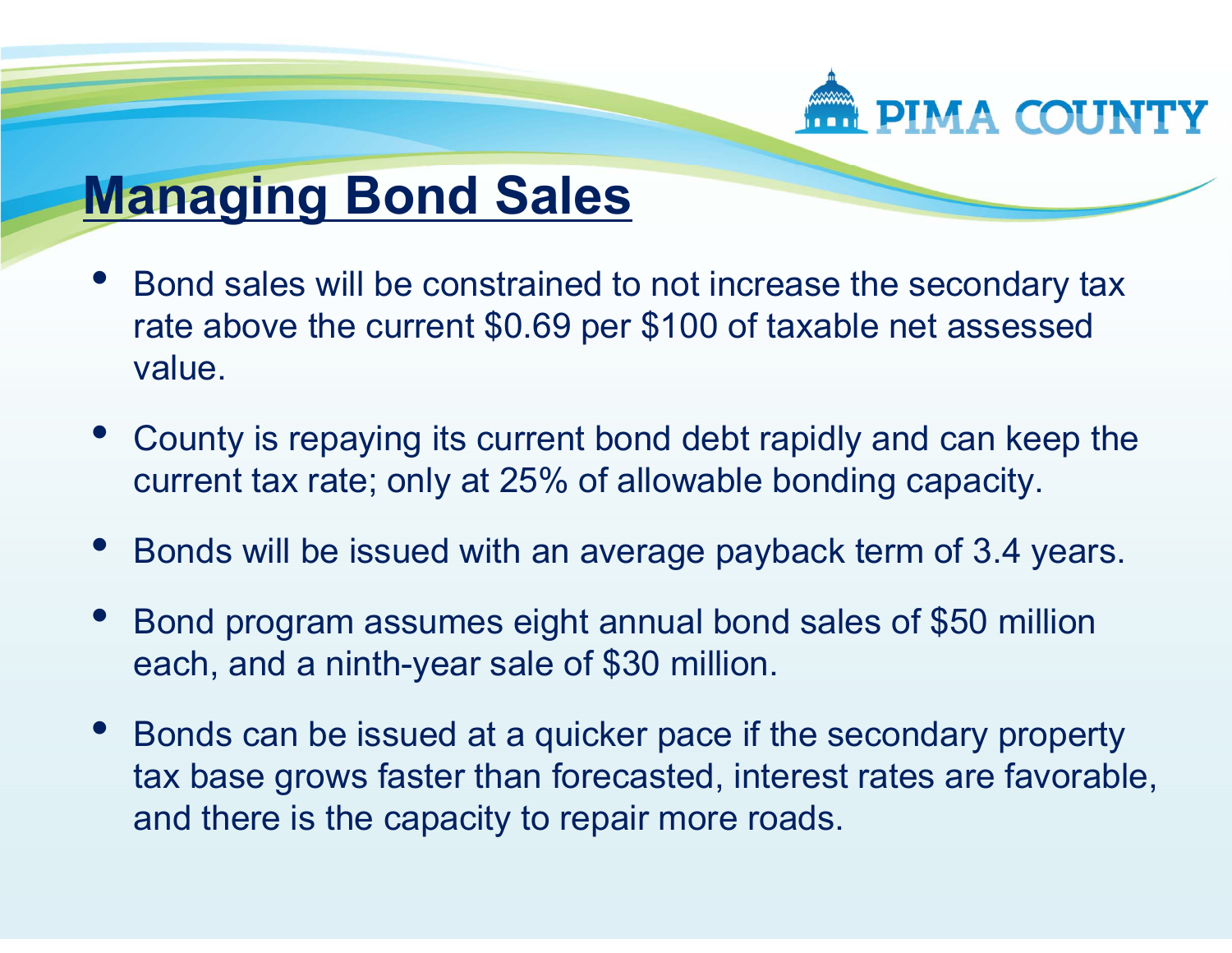PIMA COUNTY

# Managing Bond Sales

- Bond sales will be constrained to not increase the secondary tax rate above the current $0.69 per $100 of taxable net assessed value.
- County is repaying its current bond debt rapidly and can keep the current tax rate; only at 25% of allowable bonding capacity.
- Bonds will be issued with an average payback term of 3.4 years.
- Bond program assumes eight annual bond sales of $50 million each, and a ninth-year sale of $30 million.
- Bonds can be issued at a quicker pace if the secondary property tax base grows faster than forecasted, interest rates are favorable, and there is the capacity to repair more roads.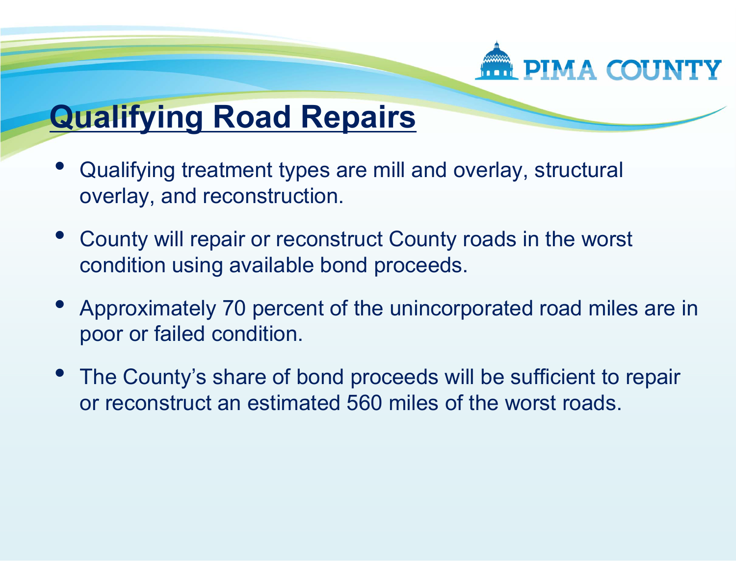# Qualifying Road Repairs

- Qualifying treatment types are mill and overlay, structural overlay, and reconstruction.
- County will repair or reconstruct County roads in the worst condition using available bond proceeds.
- Approximately 70 percent of the unincorporated road miles are in poor or failed condition.
- The County's share of bond proceeds will be sufficient to repair or reconstruct an estimated 560 miles of the worst roads.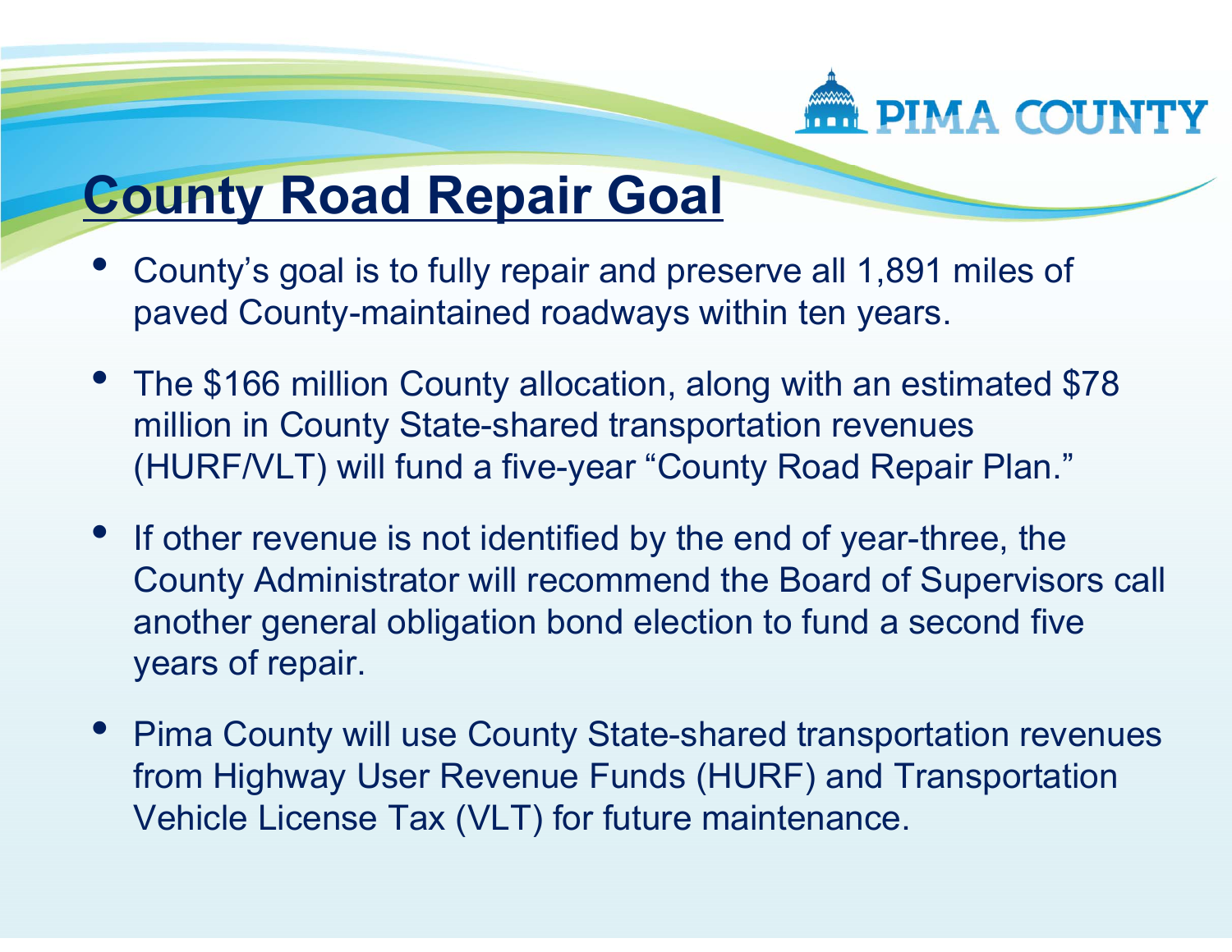# County Road Repair Goal

- County's goal is to fully repair and preserve all 1,891 miles of paved County-maintained roadways within ten years.
- The $166 million County allocation, along with an estimated $78 million in County State-shared transportation revenues (HURF/VLT) will fund a five-year "County Road Repair Plan."
- If other revenue is not identified by the end of year-three, the County Administrator will recommend the Board of Supervisors call another general obligation bond election to fund a second five years of repair.
- Pima County will use County State-shared transportation revenues from Highway User Revenue Funds (HURF) and Transportation Vehicle License Tax (VLT) for future maintenance.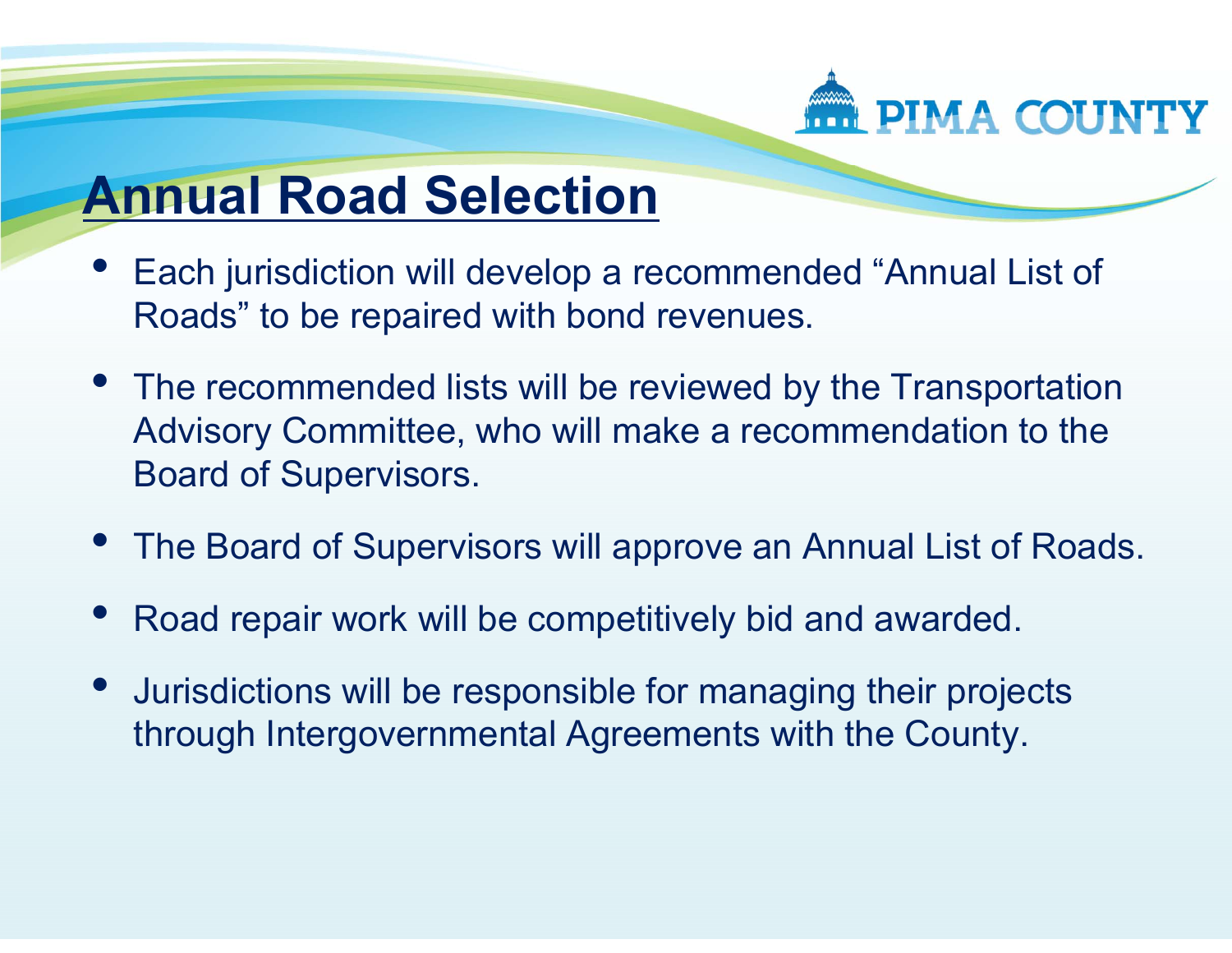PIMA COUNTY

# Annual Road Selection

- Each jurisdiction will develop a recommended “Annual List of Roads” to be repaired with bond revenues.
- The recommended lists will be reviewed by the Transportation Advisory Committee, who will make a recommendation to the Board of Supervisors.
- The Board of Supervisors will approve an Annual List of Roads.
- Road repair work will be competitively bid and awarded.
- Jurisdictions will be responsible for managing their projects through Intergovernmental Agreements with the County.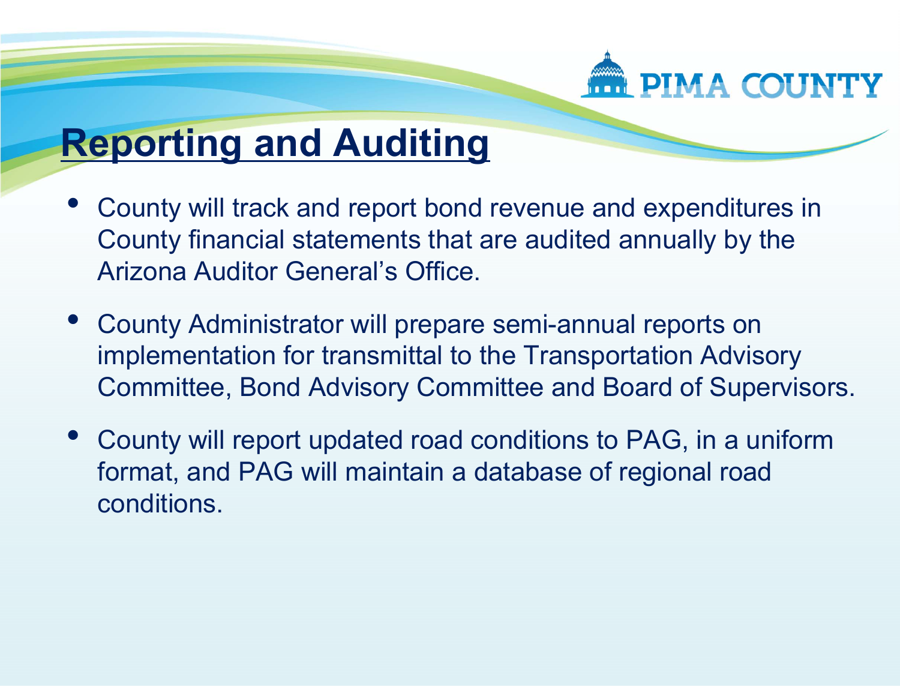# Reporting and Auditing

- County will track and report bond revenue and expenditures in County financial statements that are audited annually by the Arizona Auditor General's Office.
- County Administrator will prepare semi-annual reports on implementation for transmittal to the Transportation Advisory Committee, Bond Advisory Committee and Board of Supervisors.
- County will report updated road conditions to PAG, in a uniform format, and PAG will maintain a database of regional road conditions.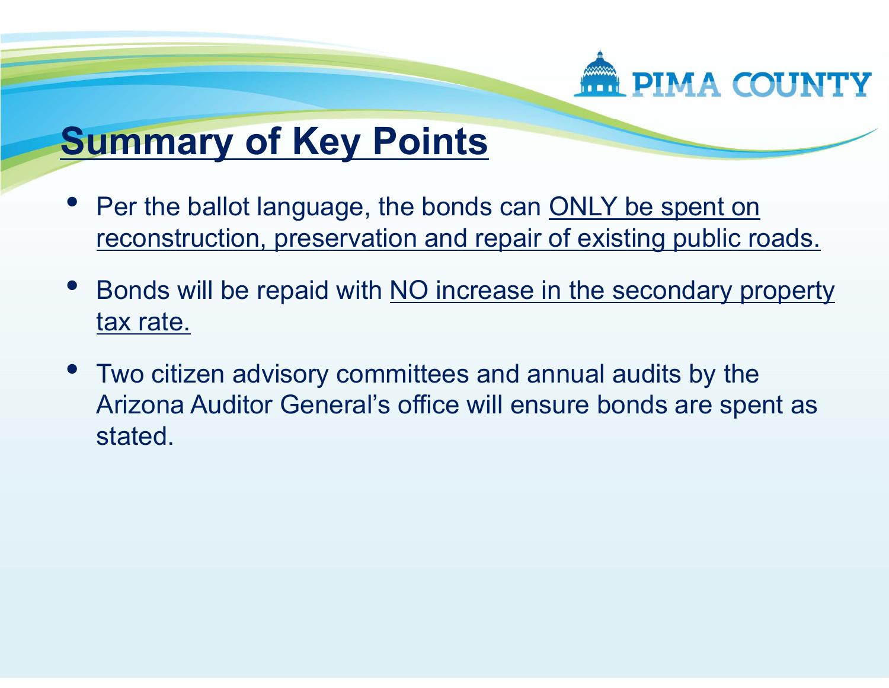# Summary of Key Points

- Per the ballot language, the bonds can ONLY be spent on reconstruction, preservation and repair of existing public roads.
- Bonds will be repaid with NO increase in the secondary property tax rate.
- Two citizen advisory committees and annual audits by the Arizona Auditor General's office will ensure bonds are spent as stated.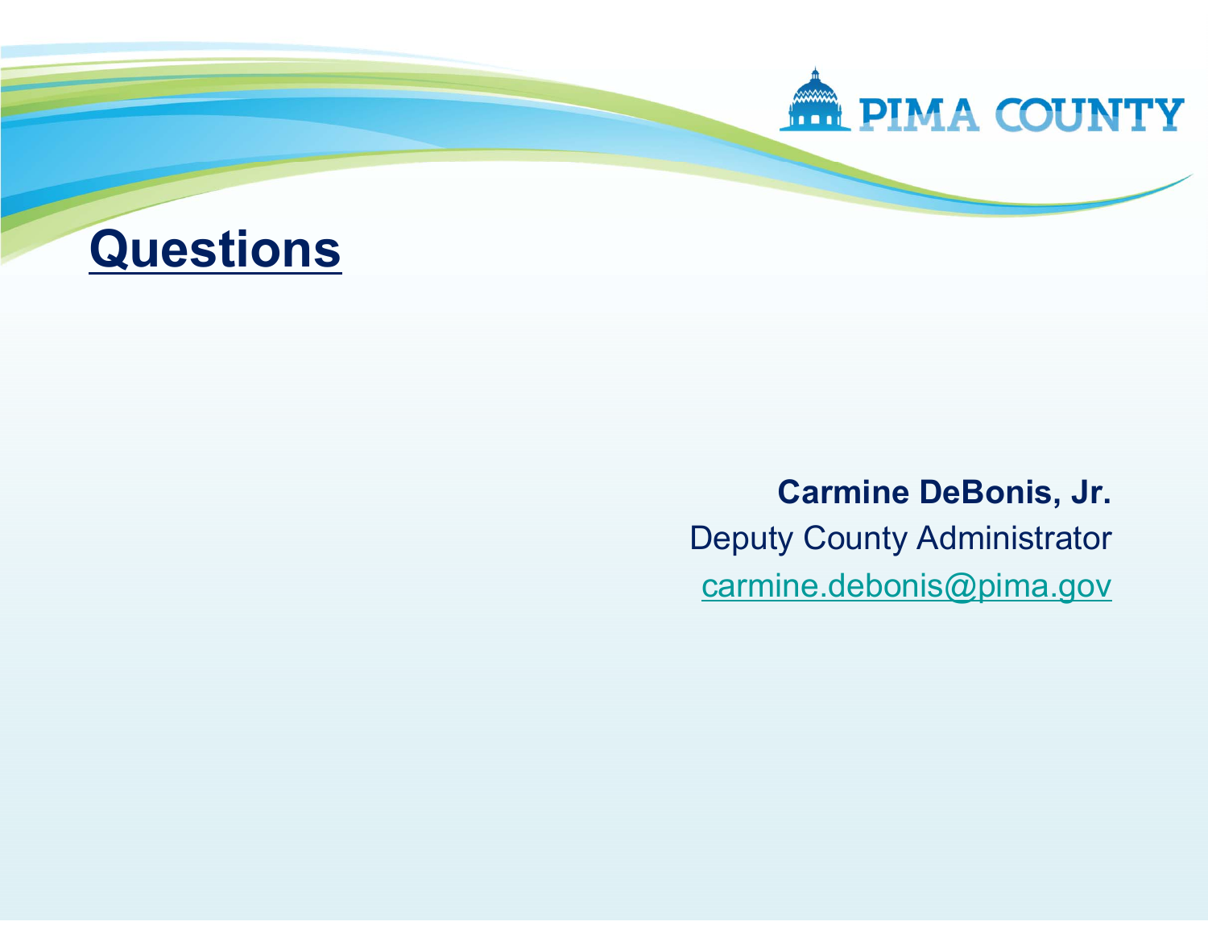# Questions

**Carmine DeBonis, Jr.**
Deputy County Administrator
carmine.debonis@pima.gov